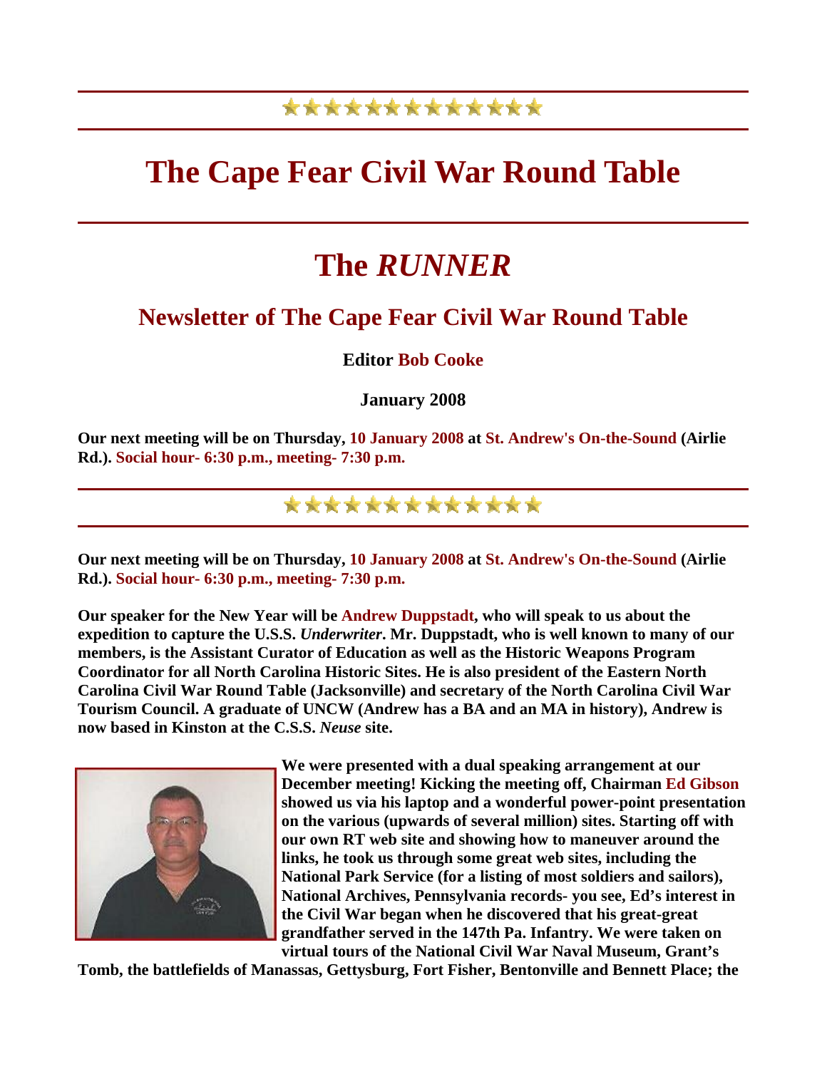**★★★★★★★★★★★★★★**

# The Cape Fear Civil War Round Table

# The *RUNNER*

## Newsletter of The Cape Fear Civil War Round Table

**Editor Bob Cooke**

**January 2008**

**Our next meeting will be on Thursday, 10 January 2008 at St. Andrew's On-the-Sound (Airlie Rd.). Social hour- 6:30 p.m., meeting- 7:30 p.m.**

**★★★★★★★★★★★★★★**

**Our next meeting will be on Thursday, 10 January 2008 at St. Andrew's On-the-Sound (Airlie Rd.). Social hour- 6:30 p.m., meeting- 7:30 p.m.**

**Our speaker for the New Year will be Andrew Duppstadt, who will speak to us about the expedition to capture the U.S.S. *Underwriter*. Mr. Duppstadt, who is well known to many of our members, is the Assistant Curator of Education as well as the Historic Weapons Program Coordinator for all North Carolina Historic Sites. He is also president of the Eastern North Carolina Civil War Round Table (Jacksonville) and secretary of the North Carolina Civil War Tourism Council. A graduate of UNCW (Andrew has a BA and an MA in history), Andrew is now based in Kinston at the C.S.S. *Neuse* site.**

**We were presented with a dual speaking arrangement at our December meeting! Kicking the meeting off, Chairman Ed Gibson showed us via his laptop and a wonderful power-point presentation on the various (upwards of several million) sites. Starting off with our own RT web site and showing how to maneuver around the links, he took us through some great web sites, including the National Park Service (for a listing of most soldiers and sailors), National Archives, Pennsylvania records- you see, Ed's interest in the Civil War began when he discovered that his great-great grandfather served in the 147th Pa. Infantry. We were taken on virtual tours of the National Civil War Naval Museum, Grant's Tomb, the battlefields of Manassas, Gettysburg, Fort Fisher, Bentonville and Bennett Place; the**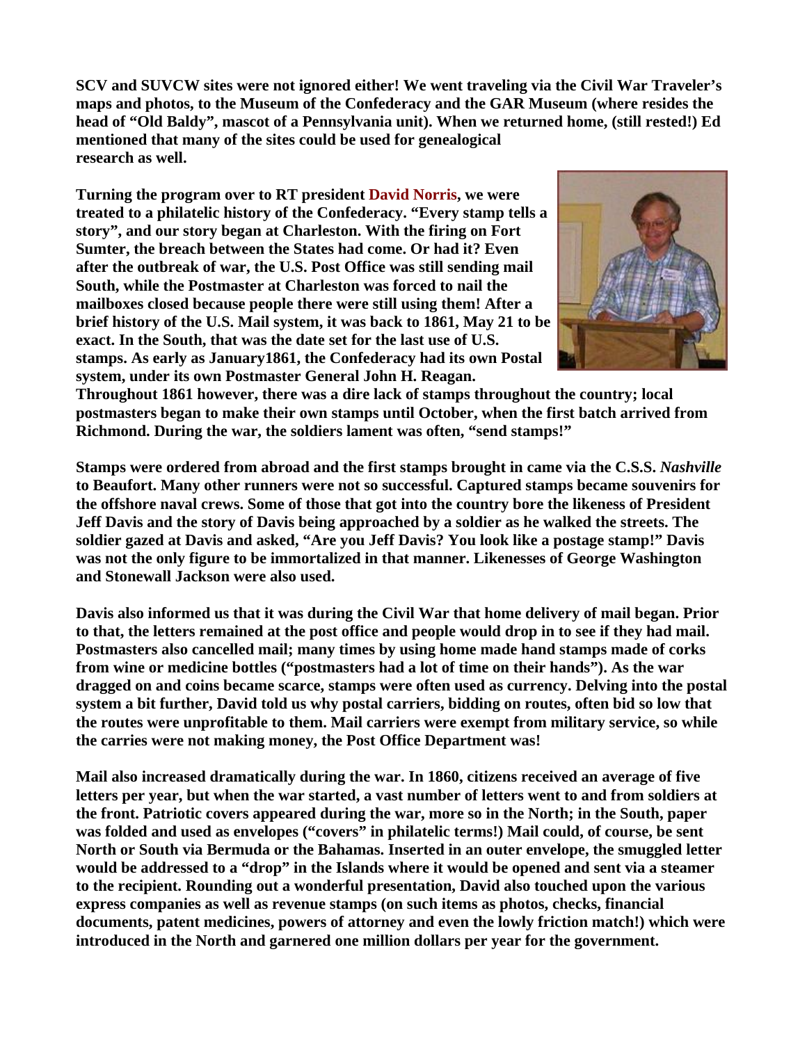**SCV and SUVCW sites were not ignored either! We went traveling via the Civil War Traveler's maps and photos, to the Museum of the Confederacy and the GAR Museum (where resides the head of "Old Baldy", mascot of a Pennsylvania unit). When we returned home, (still rested!) Ed mentioned that many of the sites could be used for genealogical research as well.**

**Turning the program over to RT president David Norris, we were treated to a philatelic history of the Confederacy. "Every stamp tells a story", and our story began at Charleston. With the firing on Fort Sumter, the breach between the States had come. Or had it? Even after the outbreak of war, the U.S. Post Office was still sending mail South, while the Postmaster at Charleston was forced to nail the mailboxes closed because people there were still using them! After a brief history of the U.S. Mail system, it was back to 1861, May 21 to be exact. In the South, that was the date set for the last use of U.S. stamps. As early as January1861, the Confederacy had its own Postal system, under its own Postmaster General John H. Reagan. Throughout 1861 however, there was a dire lack of stamps throughout the country; local postmasters began to make their own stamps until October, when the first batch arrived from Richmond. During the war, the soldiers lament was often, "send stamps!"**

**Stamps were ordered from abroad and the first stamps brought in came via the C.S.S. *Nashville* to Beaufort. Many other runners were not so successful. Captured stamps became souvenirs for the offshore naval crews. Some of those that got into the country bore the likeness of President Jeff Davis and the story of Davis being approached by a soldier as he walked the streets. The soldier gazed at Davis and asked, "Are you Jeff Davis? You look like a postage stamp!" Davis was not the only figure to be immortalized in that manner. Likenesses of George Washington and Stonewall Jackson were also used.**

**Davis also informed us that it was during the Civil War that home delivery of mail began. Prior to that, the letters remained at the post office and people would drop in to see if they had mail. Postmasters also cancelled mail; many times by using home made hand stamps made of corks from wine or medicine bottles ("postmasters had a lot of time on their hands"). As the war dragged on and coins became scarce, stamps were often used as currency. Delving into the postal system a bit further, David told us why postal carriers, bidding on routes, often bid so low that the routes were unprofitable to them. Mail carriers were exempt from military service, so while the carries were not making money, the Post Office Department was!**

**Mail also increased dramatically during the war. In 1860, citizens received an average of five letters per year, but when the war started, a vast number of letters went to and from soldiers at the front. Patriotic covers appeared during the war, more so in the North; in the South, paper was folded and used as envelopes ("covers" in philatelic terms!) Mail could, of course, be sent North or South via Bermuda or the Bahamas. Inserted in an outer envelope, the smuggled letter would be addressed to a "drop" in the Islands where it would be opened and sent via a steamer to the recipient. Rounding out a wonderful presentation, David also touched upon the various express companies as well as revenue stamps (on such items as photos, checks, financial documents, patent medicines, powers of attorney and even the lowly friction match!) which were introduced in the North and garnered one million dollars per year for the government.**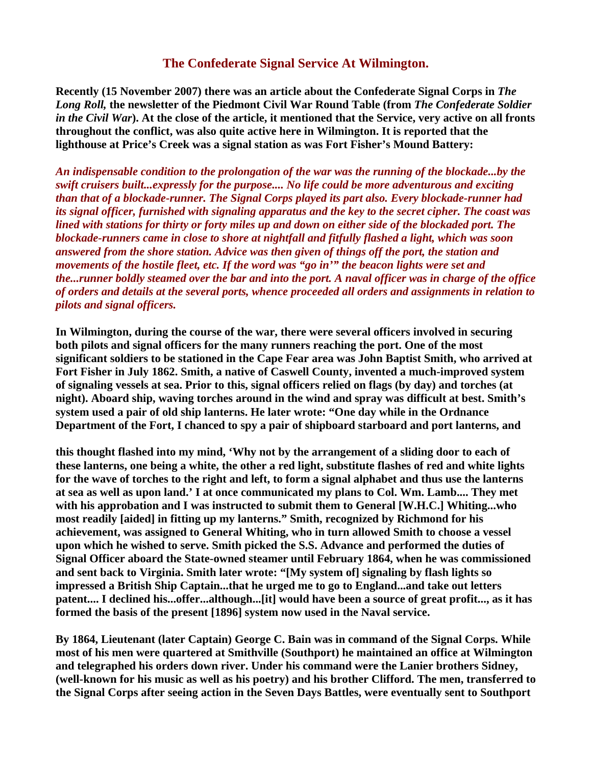## The Confederate Signal Service At Wilmington.

**Recently (15 November 2007) there was an article about the Confederate Signal Corps in *The Long Roll,* the newsletter of the Piedmont Civil War Round Table (from *The Confederate Soldier in the Civil War*). At the close of the article, it mentioned that the Service, very active on all fronts throughout the conflict, was also quite active here in Wilmington. It is reported that the lighthouse at Price's Creek was a signal station as was Fort Fisher's Mound Battery:**

***An indispensable condition to the prolongation of the war was the running of the blockade...by the swift cruisers built...expressly for the purpose.... No life could be more adventurous and exciting than that of a blockade-runner. The Signal Corps played its part also. Every blockade-runner had its signal officer, furnished with signaling apparatus and the key to the secret cipher. The coast was lined with stations for thirty or forty miles up and down on either side of the blockaded port. The blockade-runners came in close to shore at nightfall and fitfully flashed a light, which was soon answered from the shore station. Advice was then given of things off the port, the station and movements of the hostile fleet, etc. If the word was "go in'" the beacon lights were set and the...runner boldly steamed over the bar and into the port. A naval officer was in charge of the office of orders and details at the several ports, whence proceeded all orders and assignments in relation to pilots and signal officers.***

**In Wilmington, during the course of the war, there were several officers involved in securing both pilots and signal officers for the many runners reaching the port. One of the most significant soldiers to be stationed in the Cape Fear area was John Baptist Smith, who arrived at Fort Fisher in July 1862. Smith, a native of Caswell County, invented a much-improved system of signaling vessels at sea. Prior to this, signal officers relied on flags (by day) and torches (at night). Aboard ship, waving torches around in the wind and spray was difficult at best. Smith's system used a pair of old ship lanterns. He later wrote: "One day while in the Ordnance Department of the Fort, I chanced to spy a pair of shipboard starboard and port lanterns, and this thought flashed into my mind, 'Why not by the arrangement of a sliding door to each of these lanterns, one being a white, the other a red light, substitute flashes of red and white lights for the wave of torches to the right and left, to form a signal alphabet and thus use the lanterns at sea as well as upon land.' I at once communicated my plans to Col. Wm. Lamb.... They met with his approbation and I was instructed to submit them to General [W.H.C.] Whiting...who most readily [aided] in fitting up my lanterns." Smith, recognized by Richmond for his achievement, was assigned to General Whiting, who in turn allowed Smith to choose a vessel upon which he wished to serve. Smith picked the S.S. Advance and performed the duties of Signal Officer aboard the State-owned steamer until February 1864, when he was commissioned and sent back to Virginia. Smith later wrote: "[My system of] signaling by flash lights so impressed a British Ship Captain...that he urged me to go to England...and take out letters patent.... I declined his...offer...although...[it] would have been a source of great profit..., as it has formed the basis of the present [1896] system now used in the Naval service.**

**By 1864, Lieutenant (later Captain) George C. Bain was in command of the Signal Corps. While most of his men were quartered at Smithville (Southport) he maintained an office at Wilmington and telegraphed his orders down river. Under his command were the Lanier brothers Sidney, (well-known for his music as well as his poetry) and his brother Clifford. The men, transferred to the Signal Corps after seeing action in the Seven Days Battles, were eventually sent to Southport**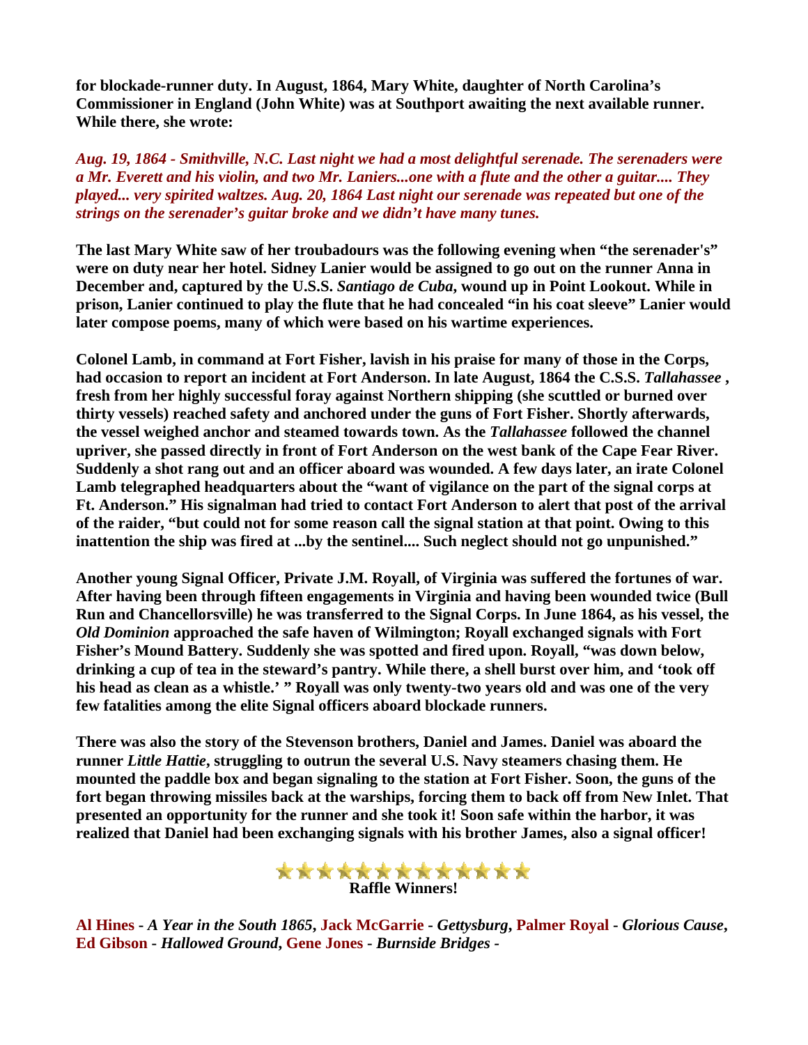**for blockade-runner duty. In August, 1864, Mary White, daughter of North Carolina's Commissioner in England (John White) was at Southport awaiting the next available runner. While there, she wrote:**

***Aug. 19, 1864 - Smithville, N.C. Last night we had a most delightful serenade. The serenaders were a Mr. Everett and his violin, and two Mr. Laniers...one with a flute and the other a guitar.... They played... very spirited waltzes. Aug. 20, 1864 Last night our serenade was repeated but one of the strings on the serenader's guitar broke and we didn't have many tunes.***

**The last Mary White saw of her troubadours was the following evening when "the serenader's" were on duty near her hotel. Sidney Lanier would be assigned to go out on the runner Anna in December and, captured by the U.S.S. *Santiago de Cuba*, wound up in Point Lookout. While in prison, Lanier continued to play the flute that he had concealed "in his coat sleeve" Lanier would later compose poems, many of which were based on his wartime experiences.**

**Colonel Lamb, in command at Fort Fisher, lavish in his praise for many of those in the Corps, had occasion to report an incident at Fort Anderson. In late August, 1864 the C.S.S. *Tallahassee* , fresh from her highly successful foray against Northern shipping (she scuttled or burned over thirty vessels) reached safety and anchored under the guns of Fort Fisher. Shortly afterwards, the vessel weighed anchor and steamed towards town. As the *Tallahassee* followed the channel upriver, she passed directly in front of Fort Anderson on the west bank of the Cape Fear River. Suddenly a shot rang out and an officer aboard was wounded. A few days later, an irate Colonel Lamb telegraphed headquarters about the "want of vigilance on the part of the signal corps at Ft. Anderson." His signalman had tried to contact Fort Anderson to alert that post of the arrival of the raider, "but could not for some reason call the signal station at that point. Owing to this inattention the ship was fired at ...by the sentinel.... Such neglect should not go unpunished."**

**Another young Signal Officer, Private J.M. Royall, of Virginia was suffered the fortunes of war. After having been through fifteen engagements in Virginia and having been wounded twice (Bull Run and Chancellorsville) he was transferred to the Signal Corps. In June 1864, as his vessel, the *Old Dominion* approached the safe haven of Wilmington; Royall exchanged signals with Fort Fisher's Mound Battery. Suddenly she was spotted and fired upon. Royall, "was down below, drinking a cup of tea in the steward's pantry. While there, a shell burst over him, and 'took off his head as clean as a whistle.' " Royall was only twenty-two years old and was one of the very few fatalities among the elite Signal officers aboard blockade runners.**

**There was also the story of the Stevenson brothers, Daniel and James. Daniel was aboard the runner *Little Hattie*, struggling to outrun the several U.S. Navy steamers chasing them. He mounted the paddle box and began signaling to the station at Fort Fisher. Soon, the guns of the fort began throwing missiles back at the warships, forcing them to back off from New Inlet. That presented an opportunity for the runner and she took it! Soon safe within the harbor, it was realized that Daniel had been exchanging signals with his brother James, also a signal officer!**

**Raffle Winners!**

**Al Hines - *A Year in the South 1865*, Jack McGarrie - *Gettysburg*, Palmer Royal - *Glorious Cause*, Ed Gibson - *Hallowed Ground*, Gene Jones - *Burnside Bridges* -**